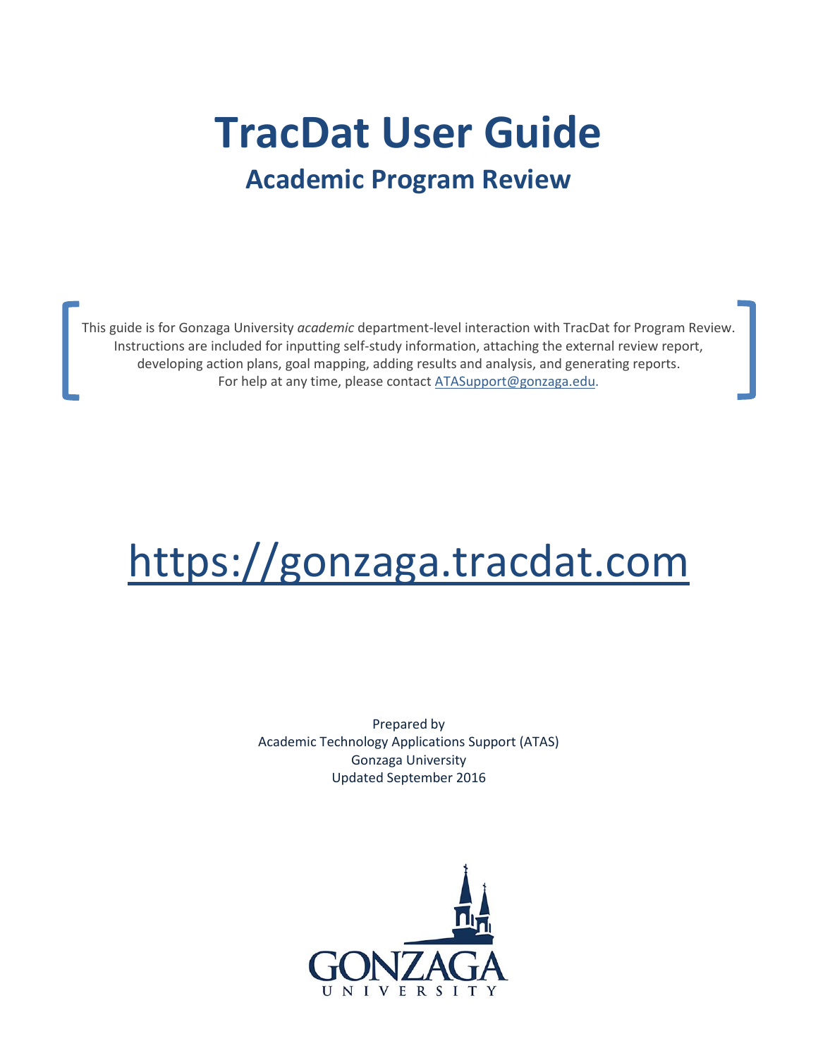# TracDat User Guide

## Academic Program Review

This guide is for Gonzaga University *academic* department-level interaction with TracDat for Program Review. Instructions are included for inputting self-study information, attaching the external review report, developing action plans, goal mapping, adding results and analysis, and generating reports. For help at any time, please contact ATASupport@gonzaga.edu.

# https://gonzaga.tracdat.com

Prepared by
Academic Technology Applications Support (ATAS)
Gonzaga University
Updated September 2016

GONZAGA
UNIVERSITY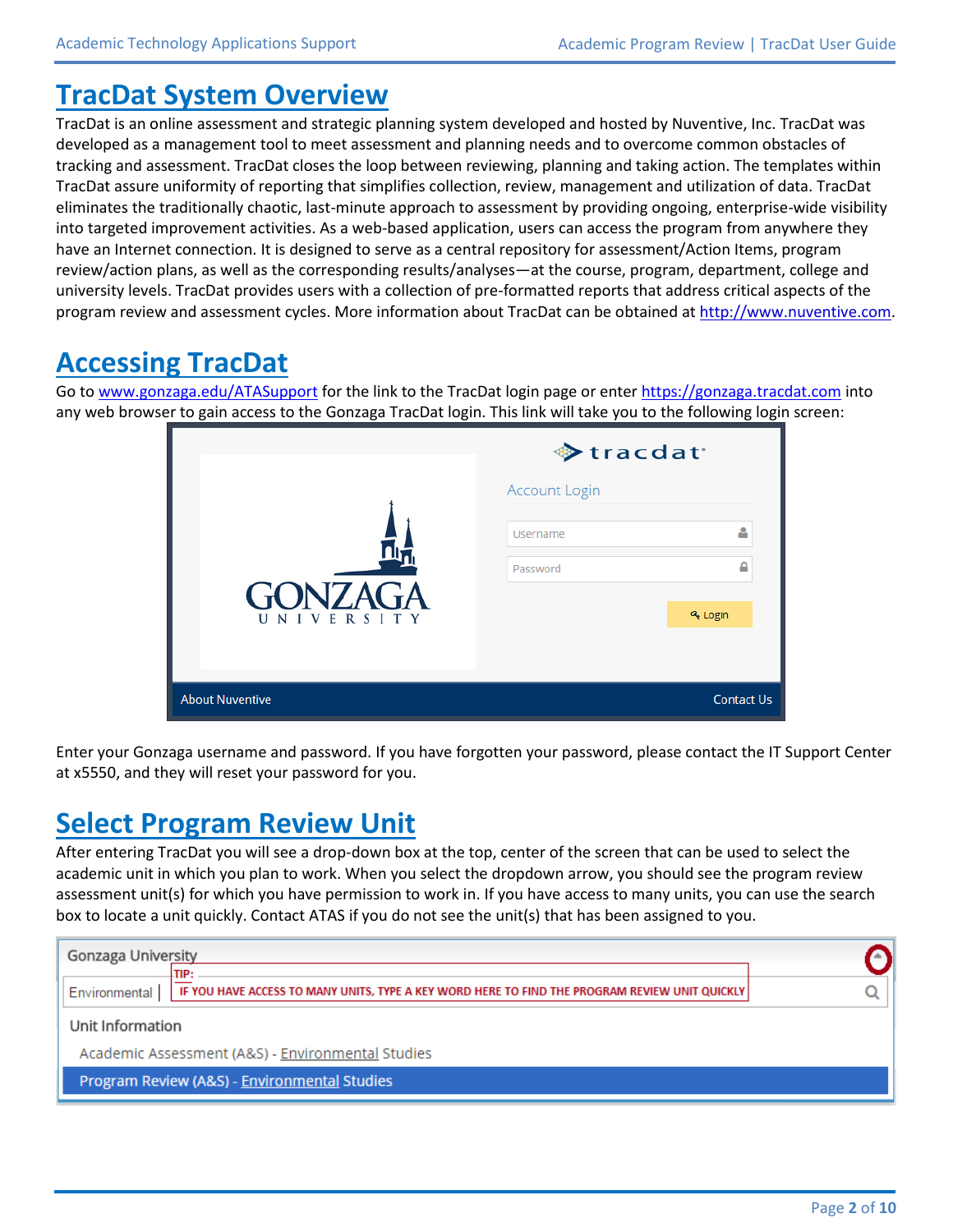# TracDat System Overview

TracDat is an online assessment and strategic planning system developed and hosted by Nuventive, Inc. TracDat was developed as a management tool to meet assessment and planning needs and to overcome common obstacles of tracking and assessment. TracDat closes the loop between reviewing, planning and taking action. The templates within TracDat assure uniformity of reporting that simplifies collection, review, management and utilization of data. TracDat eliminates the traditionally chaotic, last-minute approach to assessment by providing ongoing, enterprise-wide visibility into targeted improvement activities. As a web-based application, users can access the program from anywhere they have an Internet connection. It is designed to serve as a central repository for assessment/Action Items, program review/action plans, as well as the corresponding results/analyses—at the course, program, department, college and university levels. TracDat provides users with a collection of pre-formatted reports that address critical aspects of the program review and assessment cycles. More information about TracDat can be obtained at http://www.nuventive.com.

# Accessing TracDat

Go to www.gonzaga.edu/ATASupport for the link to the TracDat login page or enter https://gonzaga.tracdat.com into any web browser to gain access to the Gonzaga TracDat login. This link will take you to the following login screen:

Enter your Gonzaga username and password. If you have forgotten your password, please contact the IT Support Center at x5550, and they will reset your password for you.

# Select Program Review Unit

After entering TracDat you will see a drop-down box at the top, center of the screen that can be used to select the academic unit in which you plan to work. When you select the dropdown arrow, you should see the program review assessment unit(s) for which you have permission to work in. If you have access to many units, you can use the search box to locate a unit quickly. Contact ATAS if you do not see the unit(s) that has been assigned to you.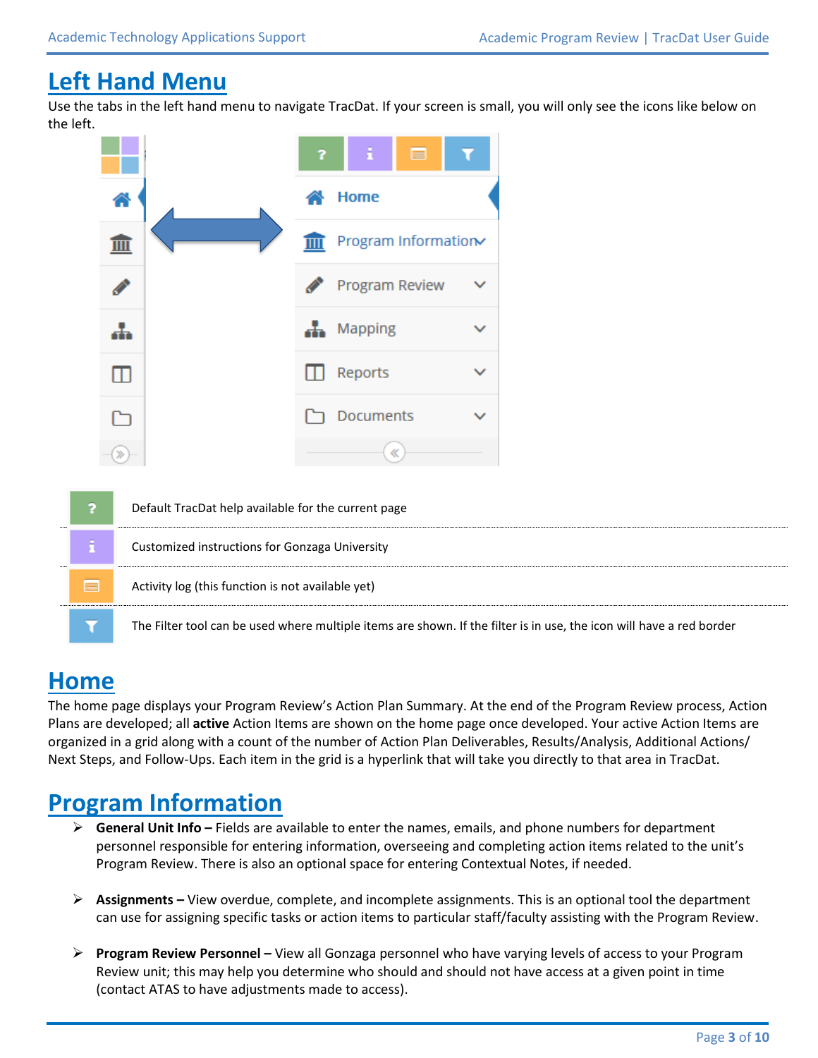# Left Hand Menu

Use the tabs in the left hand menu to navigate TracDat. If your screen is small, you will only see the icons like below on the left.

| | |
|---|---|
| ? | Default TracDat help available for the current page |
| i | Customized instructions for Gonzaga University |
| | Activity log (this function is not available yet) |
| | The Filter tool can be used where multiple items are shown. If the filter is in use, the icon will have a red border |

# Home

The home page displays your Program Review's Action Plan Summary. At the end of the Program Review process, Action Plans are developed; all **active** Action Items are shown on the home page once developed. Your active Action Items are organized in a grid along with a count of the number of Action Plan Deliverables, Results/Analysis, Additional Actions/ Next Steps, and Follow-Ups. Each item in the grid is a hyperlink that will take you directly to that area in TracDat.

# Program Information

- **General Unit Info –** Fields are available to enter the names, emails, and phone numbers for department personnel responsible for entering information, overseeing and completing action items related to the unit's Program Review. There is also an optional space for entering Contextual Notes, if needed.

- **Assignments –** View overdue, complete, and incomplete assignments. This is an optional tool the department can use for assigning specific tasks or action items to particular staff/faculty assisting with the Program Review.

- **Program Review Personnel –** View all Gonzaga personnel who have varying levels of access to your Program Review unit; this may help you determine who should and should not have access at a given point in time (contact ATAS to have adjustments made to access).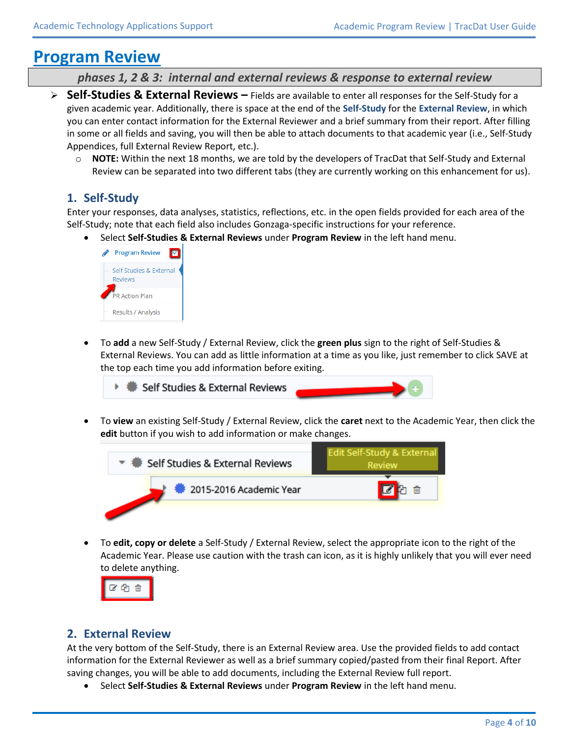# Program Review

**phases 1, 2 & 3: internal and external reviews & response to external review**

- **Self-Studies & External Reviews –** Fields are available to enter all responses for the Self-Study for a given academic year. Additionally, there is space at the end of the **Self-Study** for the **External Review**, in which you can enter contact information for the External Reviewer and a brief summary from their report. After filling in some or all fields and saving, you will then be able to attach documents to that academic year (i.e., Self-Study Appendices, full External Review Report, etc.).
  - **NOTE:** Within the next 18 months, we are told by the developers of TracDat that Self-Study and External Review can be separated into two different tabs (they are currently working on this enhancement for us).

## 1. Self-Study

Enter your responses, data analyses, statistics, reflections, etc. in the open fields provided for each area of the Self-Study; note that each field also includes Gonzaga-specific instructions for your reference.

- Select **Self-Studies & External Reviews** under **Program Review** in the left hand menu.
- To **add** a new Self-Study / External Review, click the **green plus** sign to the right of Self-Studies & External Reviews. You can add as little information at a time as you like, just remember to click SAVE at the top each time you add information before exiting.
- To **view** an existing Self-Study / External Review, click the **caret** next to the Academic Year, then click the **edit** button if you wish to add information or make changes.
- To **edit, copy or delete** a Self-Study / External Review, select the appropriate icon to the right of the Academic Year. Please use caution with the trash can icon, as it is highly unlikely that you will ever need to delete anything.

## 2. External Review

At the very bottom of the Self-Study, there is an External Review area. Use the provided fields to add contact information for the External Reviewer as well as a brief summary copied/pasted from their final Report. After saving changes, you will be able to add documents, including the External Review full report.

- Select **Self-Studies & External Reviews** under **Program Review** in the left hand menu.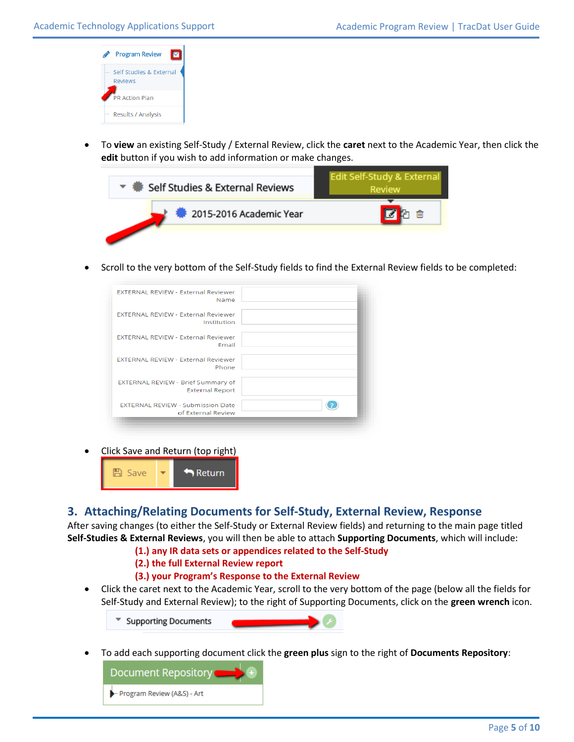- To **view** an existing Self-Study / External Review, click the **caret** next to the Academic Year, then click the **edit** button if you wish to add information or make changes.

- Scroll to the very bottom of the Self-Study fields to find the External Review fields to be completed:

- Click Save and Return (top right)

## 3. Attaching/Relating Documents for Self-Study, External Review, Response

After saving changes (to either the Self-Study or External Review fields) and returning to the main page titled **Self-Studies & External Reviews**, you will then be able to attach **Supporting Documents**, which will include:

**(1.) any IR data sets or appendices related to the Self-Study**
**(2.) the full External Review report**
**(3.) your Program's Response to the External Review**

- Click the caret next to the Academic Year, scroll to the very bottom of the page (below all the fields for Self-Study and External Review); to the right of Supporting Documents, click on the **green wrench** icon.

- To add each supporting document click the **green plus** sign to the right of **Documents Repository**: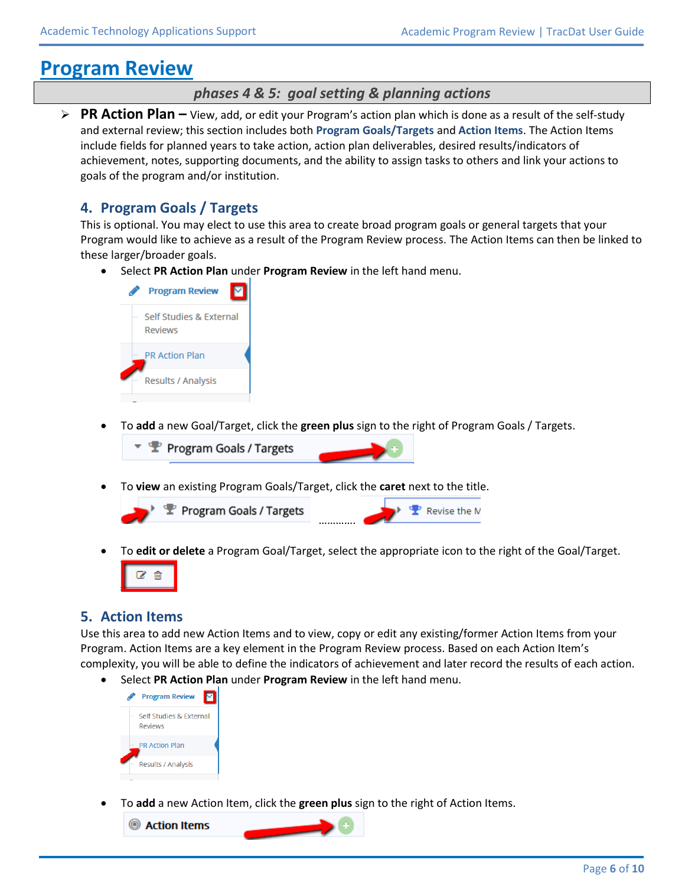# Program Review

**phases 4 & 5: goal setting & planning actions**

- **PR Action Plan –** View, add, or edit your Program's action plan which is done as a result of the self-study and external review; this section includes both **Program Goals/Targets** and **Action Items**. The Action Items include fields for planned years to take action, action plan deliverables, desired results/indicators of achievement, notes, supporting documents, and the ability to assign tasks to others and link your actions to goals of the program and/or institution.

## 4. Program Goals / Targets

This is optional. You may elect to use this area to create broad program goals or general targets that your Program would like to achieve as a result of the Program Review process. The Action Items can then be linked to these larger/broader goals.

- Select **PR Action Plan** under **Program Review** in the left hand menu.
- To **add** a new Goal/Target, click the **green plus** sign to the right of Program Goals / Targets.
- To **view** an existing Program Goals/Target, click the **caret** next to the title.
- To **edit or delete** a Program Goal/Target, select the appropriate icon to the right of the Goal/Target.

## 5. Action Items

Use this area to add new Action Items and to view, copy or edit any existing/former Action Items from your Program. Action Items are a key element in the Program Review process. Based on each Action Item's complexity, you will be able to define the indicators of achievement and later record the results of each action.

- Select **PR Action Plan** under **Program Review** in the left hand menu.
- To **add** a new Action Item, click the **green plus** sign to the right of Action Items.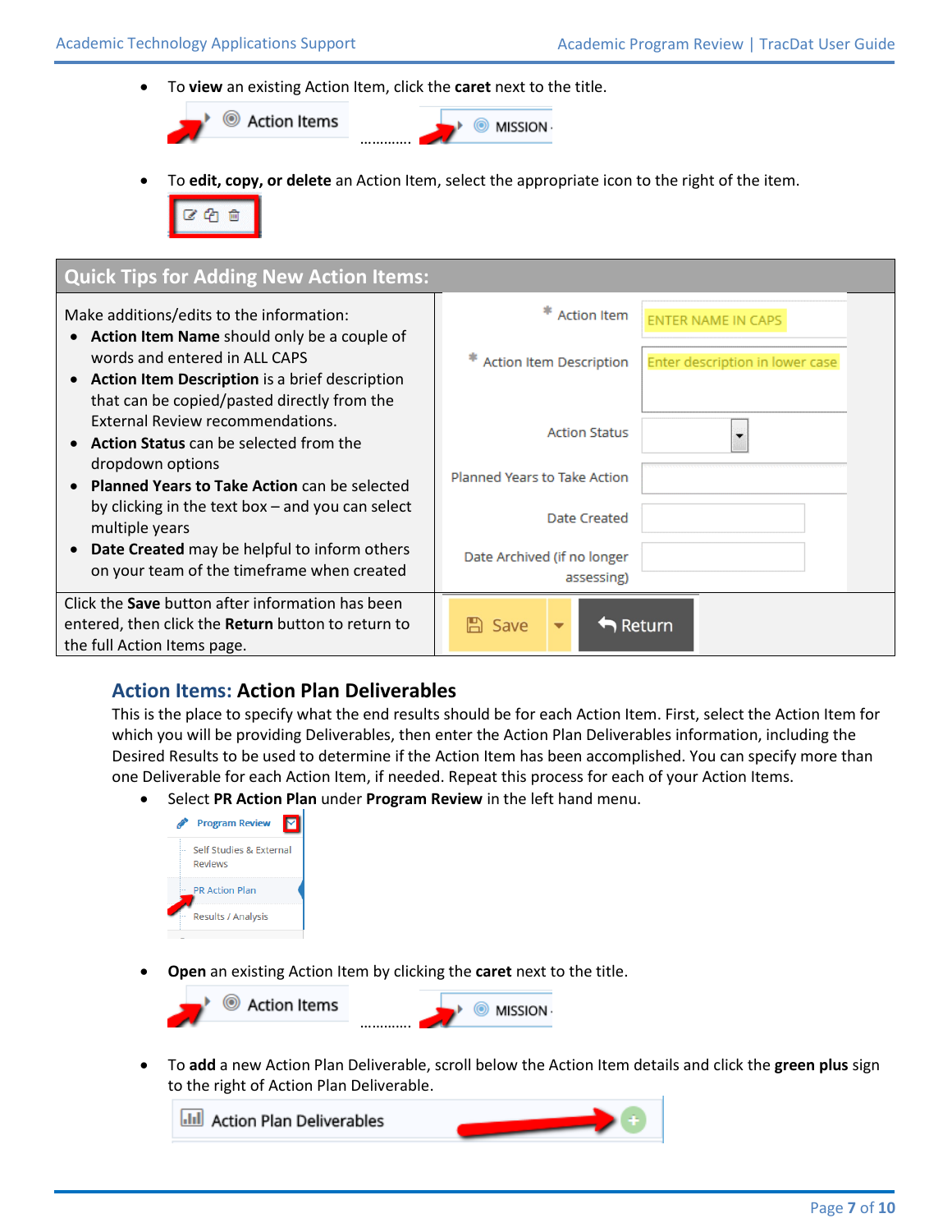- To **view** an existing Action Item, click the **caret** next to the title.

- To **edit, copy, or delete** an Action Item, select the appropriate icon to the right of the item.

| Quick Tips for Adding New Action Items: | |
|---|---|
| Make additions/edits to the information:<br>• **Action Item Name** should only be a couple of words and entered in ALL CAPS<br>• **Action Item Description** is a brief description that can be copied/pasted directly from the External Review recommendations.<br>• **Action Status** can be selected from the dropdown options<br>• **Planned Years to Take Action** can be selected by clicking in the text box – and you can select multiple years<br>• **Date Created** may be helpful to inform others on your team of the timeframe when created | * Action Item: ENTER NAME IN CAPS<br>* Action Item Description: Enter description in lower case<br>Action Status<br>Planned Years to Take Action<br>Date Created<br>Date Archived (if no longer assessing) |
| Click the **Save** button after information has been entered, then click the **Return** button to return to the full Action Items page. | Save / Return |

## Action Items: Action Plan Deliverables

This is the place to specify what the end results should be for each Action Item. First, select the Action Item for which you will be providing Deliverables, then enter the Action Plan Deliverables information, including the Desired Results to be used to determine if the Action Item has been accomplished. You can specify more than one Deliverable for each Action Item, if needed. Repeat this process for each of your Action Items.

- Select **PR Action Plan** under **Program Review** in the left hand menu.

- **Open** an existing Action Item by clicking the **caret** next to the title.

- To **add** a new Action Plan Deliverable, scroll below the Action Item details and click the **green plus** sign to the right of Action Plan Deliverable.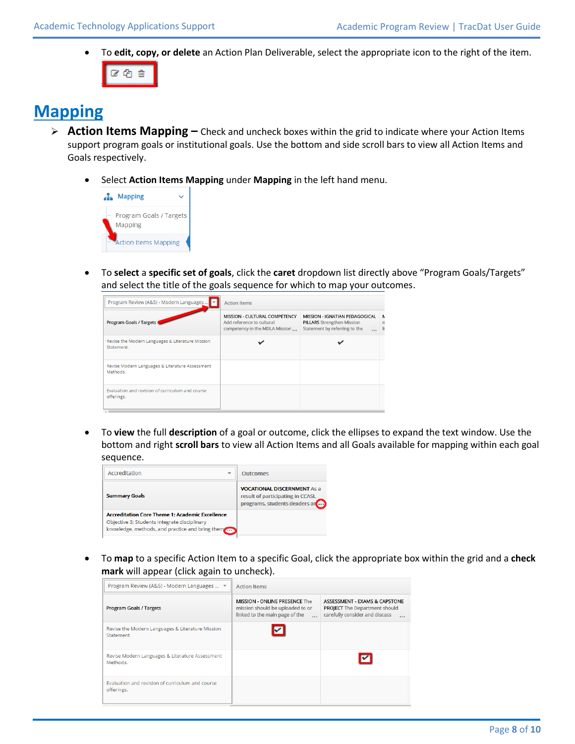- To **edit, copy, or delete** an Action Plan Deliverable, select the appropriate icon to the right of the item.

# Mapping

- **Action Items Mapping –** Check and uncheck boxes within the grid to indicate where your Action Items support program goals or institutional goals. Use the bottom and side scroll bars to view all Action Items and Goals respectively.

  - Select **Action Items Mapping** under **Mapping** in the left hand menu.

  - To **select** a **specific set of goals**, click the **caret** dropdown list directly above "Program Goals/Targets" and select the title of the goals sequence for which to map your outcomes.

  - To **view** the full **description** of a goal or outcome, click the ellipses to expand the text window. Use the bottom and right **scroll bars** to view all Action Items and all Goals available for mapping within each goal sequence.

  - To **map** to a specific Action Item to a specific Goal, click the appropriate box within the grid and a **check mark** will appear (click again to uncheck).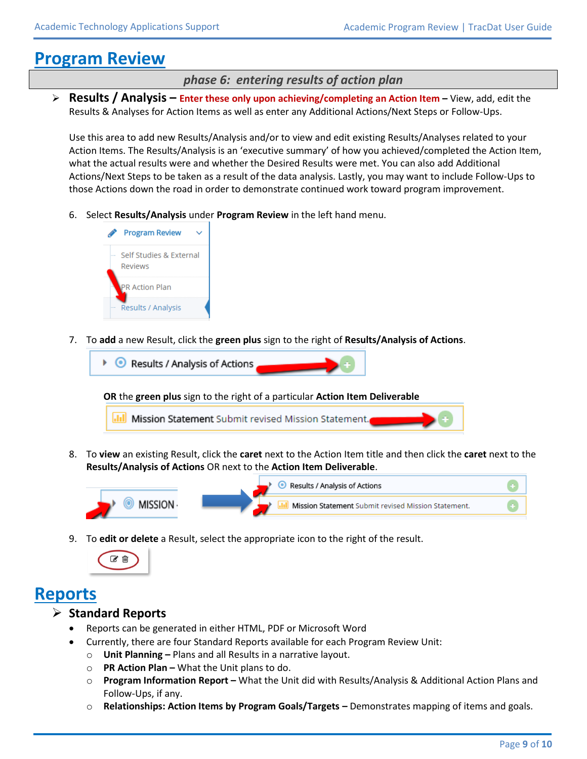# Program Review

## phase 6: entering results of action plan

- **Results / Analysis – Enter these only upon achieving/completing an Action Item –** View, add, edit the Results & Analyses for Action Items as well as enter any Additional Actions/Next Steps or Follow-Ups.

  Use this area to add new Results/Analysis and/or to view and edit existing Results/Analyses related to your Action Items. The Results/Analysis is an 'executive summary' of how you achieved/completed the Action Item, what the actual results were and whether the Desired Results were met. You can also add Additional Actions/Next Steps to be taken as a result of the data analysis. Lastly, you may want to include Follow-Ups to those Actions down the road in order to demonstrate continued work toward program improvement.

6. Select **Results/Analysis** under **Program Review** in the left hand menu.

7. To **add** a new Result, click the **green plus** sign to the right of **Results/Analysis of Actions**.

   **OR** the **green plus** sign to the right of a particular **Action Item Deliverable**

8. To **view** an existing Result, click the **caret** next to the Action Item title and then click the **caret** next to the **Results/Analysis of Actions** OR next to the **Action Item Deliverable**.

9. To **edit or delete** a Result, select the appropriate icon to the right of the result.

# Reports

- **Standard Reports**
  - Reports can be generated in either HTML, PDF or Microsoft Word
  - Currently, there are four Standard Reports available for each Program Review Unit:
    - **Unit Planning –** Plans and all Results in a narrative layout.
    - **PR Action Plan –** What the Unit plans to do.
    - **Program Information Report –** What the Unit did with Results/Analysis & Additional Action Plans and Follow-Ups, if any.
    - **Relationships: Action Items by Program Goals/Targets –** Demonstrates mapping of items and goals.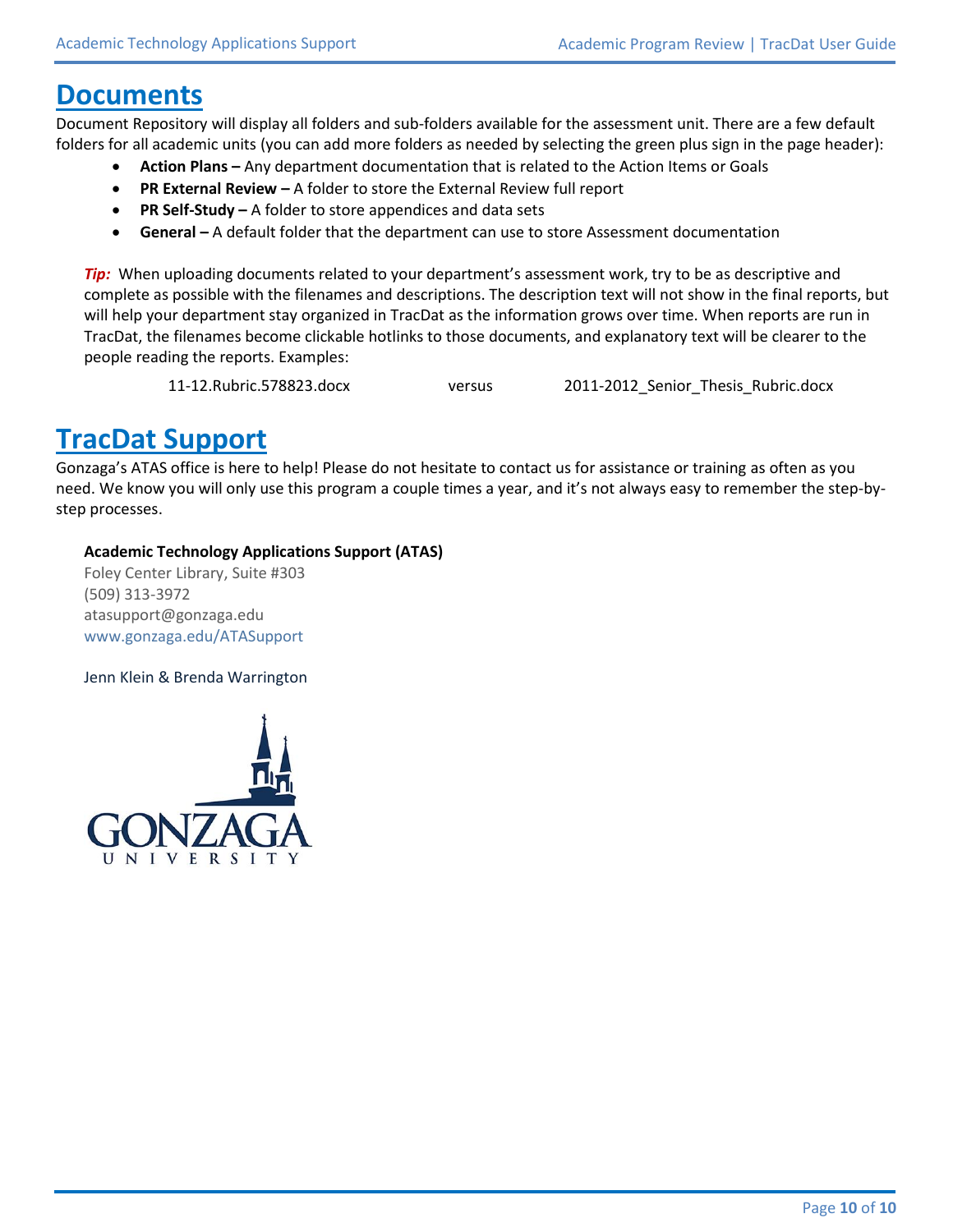# Documents

Document Repository will display all folders and sub-folders available for the assessment unit. There are a few default folders for all academic units (you can add more folders as needed by selecting the green plus sign in the page header):

- **Action Plans –** Any department documentation that is related to the Action Items or Goals
- **PR External Review –** A folder to store the External Review full report
- **PR Self-Study –** A folder to store appendices and data sets
- **General –** A default folder that the department can use to store Assessment documentation

***Tip:*** When uploading documents related to your department's assessment work, try to be as descriptive and complete as possible with the filenames and descriptions. The description text will not show in the final reports, but will help your department stay organized in TracDat as the information grows over time. When reports are run in TracDat, the filenames become clickable hotlinks to those documents, and explanatory text will be clearer to the people reading the reports. Examples:

11-12.Rubric.578823.docx versus 2011-2012_Senior_Thesis_Rubric.docx

# TracDat Support

Gonzaga's ATAS office is here to help! Please do not hesitate to contact us for assistance or training as often as you need. We know you will only use this program a couple times a year, and it's not always easy to remember the step-by-step processes.

**Academic Technology Applications Support (ATAS)**
Foley Center Library, Suite #303
(509) 313-3972
atasupport@gonzaga.edu
www.gonzaga.edu/ATASupport

Jenn Klein & Brenda Warrington

GONZAGA
UNIVERSITY